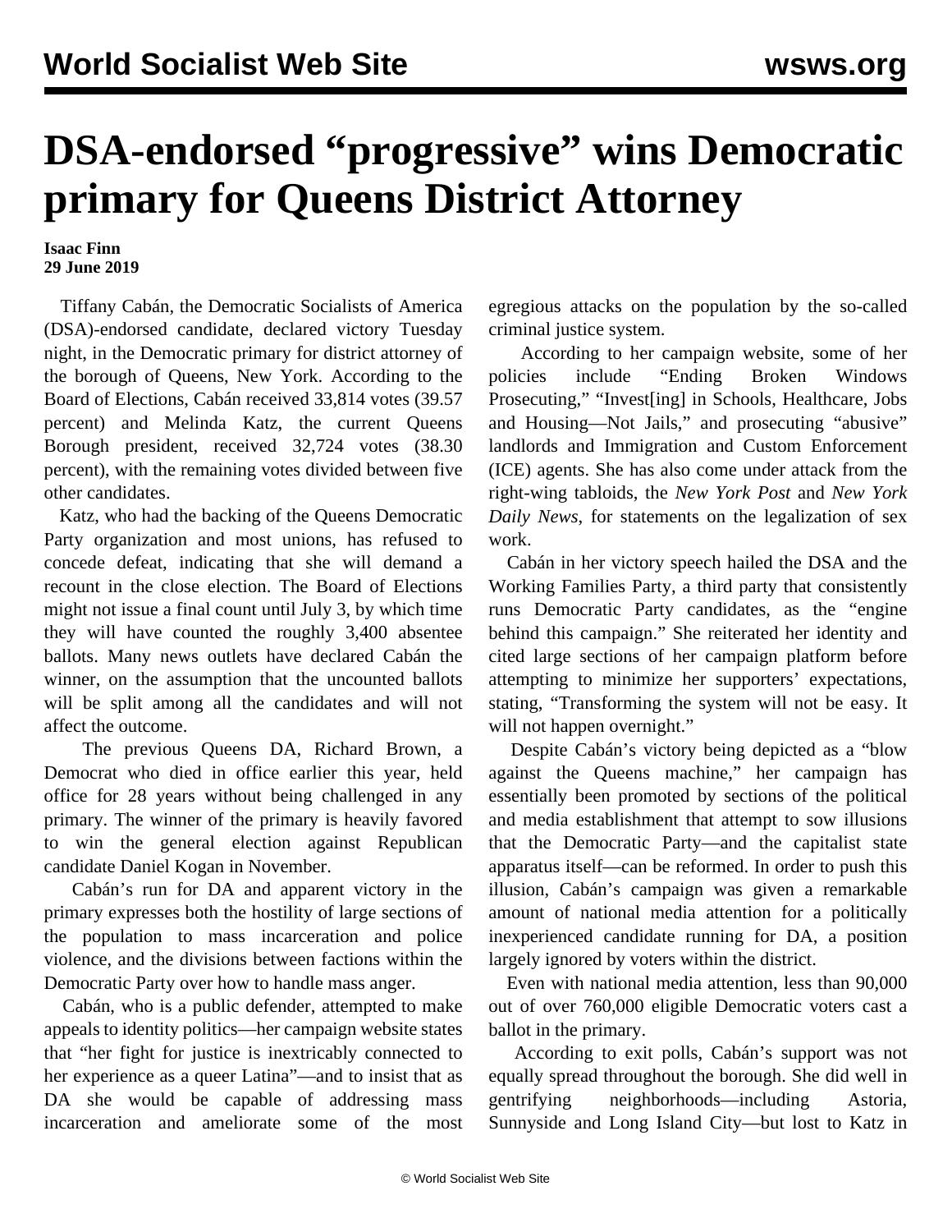# DSA-endorsed "progressive" wins Democratic primary for Queens District Attorney

**Isaac Finn**
**29 June 2019**

Tiffany Cabán, the Democratic Socialists of America (DSA)-endorsed candidate, declared victory Tuesday night, in the Democratic primary for district attorney of the borough of Queens, New York. According to the Board of Elections, Cabán received 33,814 votes (39.57 percent) and Melinda Katz, the current Queens Borough president, received 32,724 votes (38.30 percent), with the remaining votes divided between five other candidates.

Katz, who had the backing of the Queens Democratic Party organization and most unions, has refused to concede defeat, indicating that she will demand a recount in the close election. The Board of Elections might not issue a final count until July 3, by which time they will have counted the roughly 3,400 absentee ballots. Many news outlets have declared Cabán the winner, on the assumption that the uncounted ballots will be split among all the candidates and will not affect the outcome.

The previous Queens DA, Richard Brown, a Democrat who died in office earlier this year, held office for 28 years without being challenged in any primary. The winner of the primary is heavily favored to win the general election against Republican candidate Daniel Kogan in November.

Cabán's run for DA and apparent victory in the primary expresses both the hostility of large sections of the population to mass incarceration and police violence, and the divisions between factions within the Democratic Party over how to handle mass anger.

Cabán, who is a public defender, attempted to make appeals to identity politics—her campaign website states that "her fight for justice is inextricably connected to her experience as a queer Latina"—and to insist that as DA she would be capable of addressing mass incarceration and ameliorate some of the most egregious attacks on the population by the so-called criminal justice system.

According to her campaign website, some of her policies include "Ending Broken Windows Prosecuting," "Invest[ing] in Schools, Healthcare, Jobs and Housing—Not Jails," and prosecuting "abusive" landlords and Immigration and Custom Enforcement (ICE) agents. She has also come under attack from the right-wing tabloids, the *New York Post* and *New York Daily News*, for statements on the legalization of sex work.

Cabán in her victory speech hailed the DSA and the Working Families Party, a third party that consistently runs Democratic Party candidates, as the "engine behind this campaign." She reiterated her identity and cited large sections of her campaign platform before attempting to minimize her supporters' expectations, stating, "Transforming the system will not be easy. It will not happen overnight."

Despite Cabán's victory being depicted as a "blow against the Queens machine," her campaign has essentially been promoted by sections of the political and media establishment that attempt to sow illusions that the Democratic Party—and the capitalist state apparatus itself—can be reformed. In order to push this illusion, Cabán's campaign was given a remarkable amount of national media attention for a politically inexperienced candidate running for DA, a position largely ignored by voters within the district.

Even with national media attention, less than 90,000 out of over 760,000 eligible Democratic voters cast a ballot in the primary.

According to exit polls, Cabán's support was not equally spread throughout the borough. She did well in gentrifying neighborhoods—including Astoria, Sunnyside and Long Island City—but lost to Katz in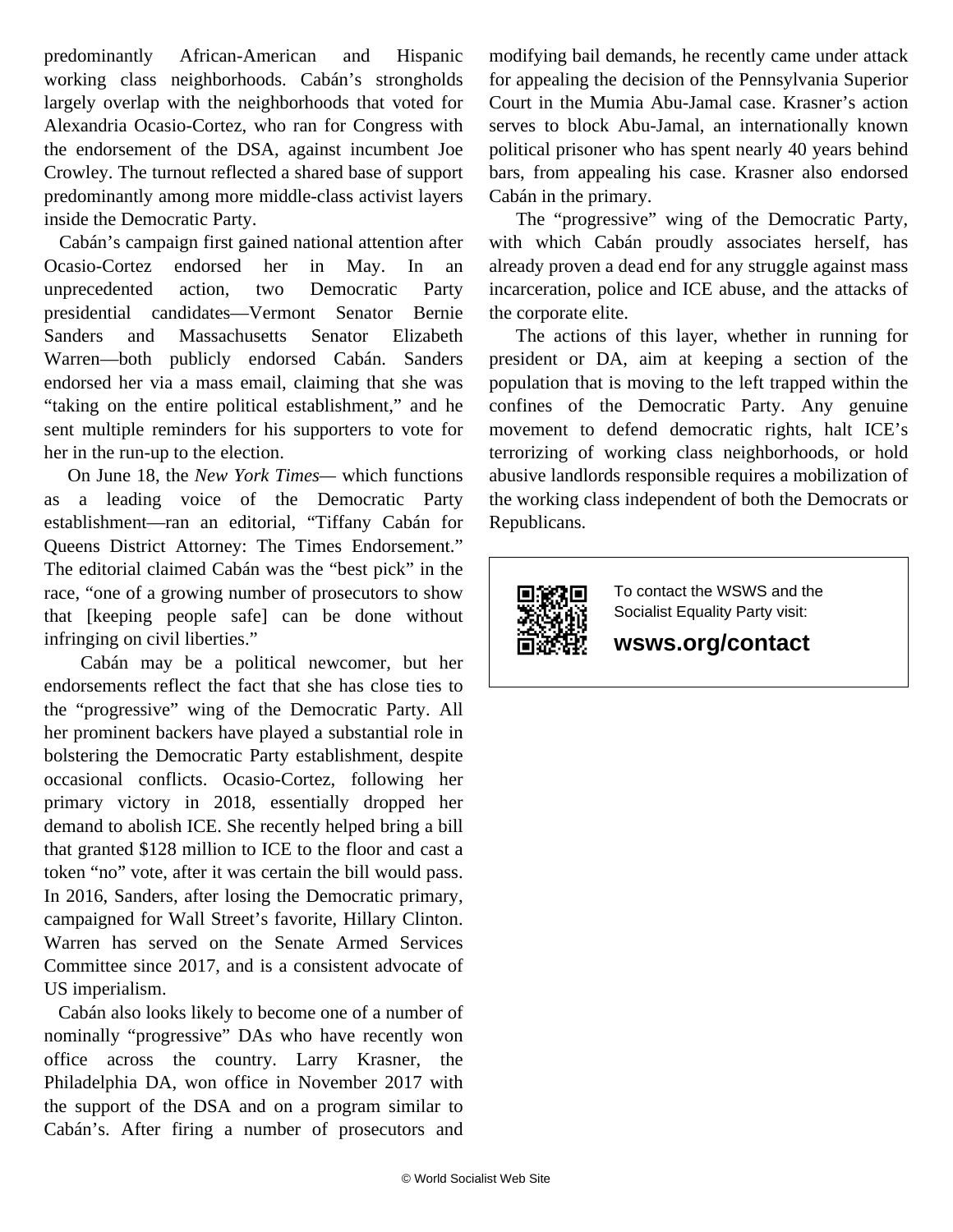predominantly African-American and Hispanic working class neighborhoods. Cabán's strongholds largely overlap with the neighborhoods that voted for Alexandria Ocasio-Cortez, who ran for Congress with the endorsement of the DSA, against incumbent Joe Crowley. The turnout reflected a shared base of support predominantly among more middle-class activist layers inside the Democratic Party.

Cabán's campaign first gained national attention after Ocasio-Cortez endorsed her in May. In an unprecedented action, two Democratic Party presidential candidates—Vermont Senator Bernie Sanders and Massachusetts Senator Elizabeth Warren—both publicly endorsed Cabán. Sanders endorsed her via a mass email, claiming that she was "taking on the entire political establishment," and he sent multiple reminders for his supporters to vote for her in the run-up to the election.

On June 18, the *New York Times*— which functions as a leading voice of the Democratic Party establishment—ran an editorial, "Tiffany Cabán for Queens District Attorney: The Times Endorsement." The editorial claimed Cabán was the "best pick" in the race, "one of a growing number of prosecutors to show that [keeping people safe] can be done without infringing on civil liberties."

Cabán may be a political newcomer, but her endorsements reflect the fact that she has close ties to the "progressive" wing of the Democratic Party. All her prominent backers have played a substantial role in bolstering the Democratic Party establishment, despite occasional conflicts. Ocasio-Cortez, following her primary victory in 2018, essentially dropped her demand to abolish ICE. She recently helped bring a bill that granted $128 million to ICE to the floor and cast a token "no" vote, after it was certain the bill would pass. In 2016, Sanders, after losing the Democratic primary, campaigned for Wall Street's favorite, Hillary Clinton. Warren has served on the Senate Armed Services Committee since 2017, and is a consistent advocate of US imperialism.

Cabán also looks likely to become one of a number of nominally "progressive" DAs who have recently won office across the country. Larry Krasner, the Philadelphia DA, won office in November 2017 with the support of the DSA and on a program similar to Cabán's. After firing a number of prosecutors and modifying bail demands, he recently came under attack for appealing the decision of the Pennsylvania Superior Court in the Mumia Abu-Jamal case. Krasner's action serves to block Abu-Jamal, an internationally known political prisoner who has spent nearly 40 years behind bars, from appealing his case. Krasner also endorsed Cabán in the primary.

The "progressive" wing of the Democratic Party, with which Cabán proudly associates herself, has already proven a dead end for any struggle against mass incarceration, police and ICE abuse, and the attacks of the corporate elite.

The actions of this layer, whether in running for president or DA, aim at keeping a section of the population that is moving to the left trapped within the confines of the Democratic Party. Any genuine movement to defend democratic rights, halt ICE's terrorizing of working class neighborhoods, or hold abusive landlords responsible requires a mobilization of the working class independent of both the Democrats or Republicans.

To contact the WSWS and the Socialist Equality Party visit:

**wsws.org/contact**